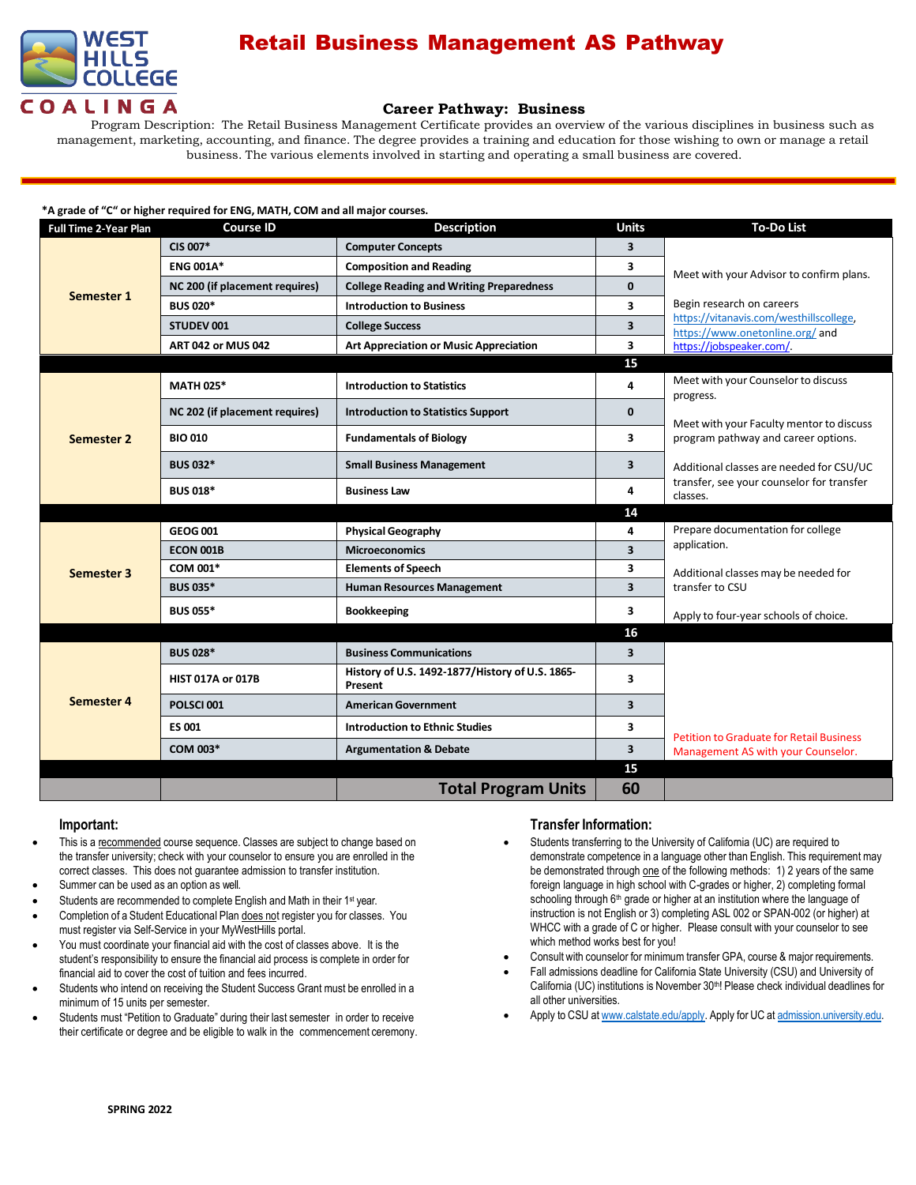WEST HILLS COLLEGE COALINGA

# Retail Business Management AS Pathway

## Career Pathway: Business

Program Description: The Retail Business Management Certificate provides an overview of the various disciplines in business such as management, marketing, accounting, and finance. The degree provides a training and education for those wishing to own or manage a retail business. The various elements involved in starting and operating a small business are covered.

**\*A grade of "C" or higher required for ENG, MATH, COM and all major courses.**

| Full Time 2-Year Plan | Course ID | Description | Units | To-Do List |
|---|---|---|---|---|
| Semester 1 | CIS 007* | Computer Concepts | 3 | Meet with your Advisor to confirm plans. Begin research on careers https://vitanavis.com/westhillscollege, https://www.onetonline.org/ and https://jobspeaker.com/. |
| | ENG 001A* | Composition and Reading | 3 | |
| | NC 200 (if placement requires) | College Reading and Writing Preparedness | 0 | |
| | BUS 020* | Introduction to Business | 3 | |
| | STUDEV 001 | College Success | 3 | |
| | ART 042 or MUS 042 | Art Appreciation or Music Appreciation | 3 | |
| | | | 15 | |
| Semester 2 | MATH 025* | Introduction to Statistics | 4 | Meet with your Counselor to discuss progress. Meet with your Faculty mentor to discuss program pathway and career options. Additional classes are needed for CSU/UC transfer, see your counselor for transfer classes. |
| | NC 202 (if placement requires) | Introduction to Statistics Support | 0 | |
| | BIO 010 | Fundamentals of Biology | 3 | |
| | BUS 032* | Small Business Management | 3 | |
| | BUS 018* | Business Law | 4 | |
| | | | 14 | |
| Semester 3 | GEOG 001 | Physical Geography | 4 | Prepare documentation for college application. Additional classes may be needed for transfer to CSU. Apply to four-year schools of choice. |
| | ECON 001B | Microeconomics | 3 | |
| | COM 001* | Elements of Speech | 3 | |
| | BUS 035* | Human Resources Management | 3 | |
| | BUS 055* | Bookkeeping | 3 | |
| | | | 16 | |
| Semester 4 | BUS 028* | Business Communications | 3 | Petition to Graduate for Retail Business Management AS with your Counselor. |
| | HIST 017A or 017B | History of U.S. 1492-1877/History of U.S. 1865-Present | 3 | |
| | POLSCI 001 | American Government | 3 | |
| | ES 001 | Introduction to Ethnic Studies | 3 | |
| | COM 003* | Argumentation & Debate | 3 | |
| | | | 15 | |
| | | **Total Program Units** | **60** | |

### Important:

- This is a recommended course sequence. Classes are subject to change based on the transfer university; check with your counselor to ensure you are enrolled in the correct classes. This does not guarantee admission to transfer institution.
- Summer can be used as an option as well.
- Students are recommended to complete English and Math in their 1st year.
- Completion of a Student Educational Plan does not register you for classes. You must register via Self-Service in your MyWestHills portal.
- You must coordinate your financial aid with the cost of classes above. It is the student's responsibility to ensure the financial aid process is complete in order for financial aid to cover the cost of tuition and fees incurred.
- Students who intend on receiving the Student Success Grant must be enrolled in a minimum of 15 units per semester.
- Students must "Petition to Graduate" during their last semester in order to receive their certificate or degree and be eligible to walk in the commencement ceremony.

### Transfer Information:

- Students transferring to the University of California (UC) are required to demonstrate competence in a language other than English. This requirement may be demonstrated through one of the following methods: 1) 2 years of the same foreign language in high school with C-grades or higher, 2) completing formal schooling through 6th grade or higher at an institution where the language of instruction is not English or 3) completing ASL 002 or SPAN-002 (or higher) at WHCC with a grade of C or higher. Please consult with your counselor to see which method works best for you!
- Consult with counselor for minimum transfer GPA, course & major requirements.
- Fall admissions deadline for California State University (CSU) and University of California (UC) institutions is November 30th! Please check individual deadlines for all other universities.
- Apply to CSU at www.calstate.edu/apply. Apply for UC at admission.university.edu.

SPRING 2022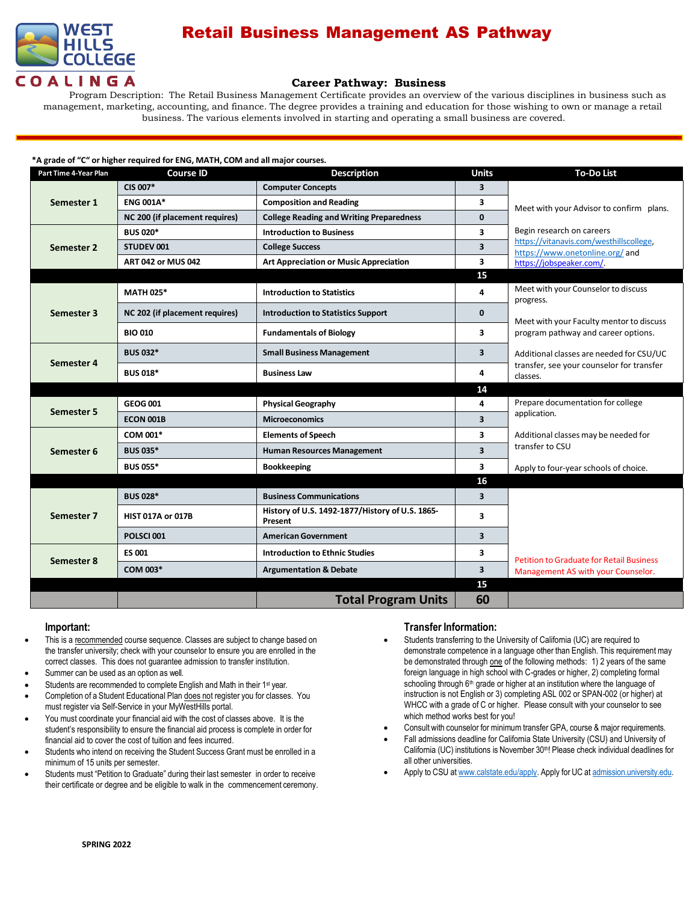# Retail Business Management AS Pathway

WEST HILLS COLLEGE COALINGA

### Career Pathway: Business

Program Description: The Retail Business Management Certificate provides an overview of the various disciplines in business such as management, marketing, accounting, and finance. The degree provides a training and education for those wishing to own or manage a retail business. The various elements involved in starting and operating a small business are covered.

**\*A grade of "C" or higher required for ENG, MATH, COM and all major courses.**

| Part Time 4-Year Plan | Course ID | Description | Units | To-Do List |
|---|---|---|---|---|
| Semester 1 | CIS 007* | Computer Concepts | 3 | Meet with your Advisor to confirm plans. |
| | ENG 001A* | Composition and Reading | 3 | |
| | NC 200 (if placement requires) | College Reading and Writing Preparedness | 0 | |
| Semester 2 | BUS 020* | Introduction to Business | 3 | Begin research on careers https://vitanavis.com/westhillscollege, https://www.onetonline.org/ and https://jobspeaker.com/. |
| | STUDEV 001 | College Success | 3 | |
| | ART 042 or MUS 042 | Art Appreciation or Music Appreciation | 3 | |
| | | | 15 | |
| Semester 3 | MATH 025* | Introduction to Statistics | 4 | Meet with your Counselor to discuss progress. |
| | NC 202 (if placement requires) | Introduction to Statistics Support | 0 | Meet with your Faculty mentor to discuss program pathway and career options. |
| | BIO 010 | Fundamentals of Biology | 3 | |
| Semester 4 | BUS 032* | Small Business Management | 3 | Additional classes are needed for CSU/UC transfer, see your counselor for transfer classes. |
| | BUS 018* | Business Law | 4 | |
| | | | 14 | |
| Semester 5 | GEOG 001 | Physical Geography | 4 | Prepare documentation for college application. |
| | ECON 001B | Microeconomics | 3 | |
| Semester 6 | COM 001* | Elements of Speech | 3 | Additional classes may be needed for transfer to CSU |
| | BUS 035* | Human Resources Management | 3 | |
| | BUS 055* | Bookkeeping | 3 | Apply to four-year schools of choice. |
| | | | 16 | |
| Semester 7 | BUS 028* | Business Communications | 3 | |
| | HIST 017A or 017B | History of U.S. 1492-1877/History of U.S. 1865-Present | 3 | |
| | POLSCI 001 | American Government | 3 | |
| Semester 8 | ES 001 | Introduction to Ethnic Studies | 3 | |
| | COM 003* | Argumentation & Debate | 3 | Petition to Graduate for Retail Business Management AS with your Counselor. |
| | | | 15 | |
| | | **Total Program Units** | **60** | |

### Important:

- This is a recommended course sequence. Classes are subject to change based on the transfer university; check with your counselor to ensure you are enrolled in the correct classes. This does not guarantee admission to transfer institution.
- Summer can be used as an option as well.
- Students are recommended to complete English and Math in their 1st year.
- Completion of a Student Educational Plan does not register you for classes. You must register via Self-Service in your MyWestHills portal.
- You must coordinate your financial aid with the cost of classes above. It is the student's responsibility to ensure the financial aid process is complete in order for financial aid to cover the cost of tuition and fees incurred.
- Students who intend on receiving the Student Success Grant must be enrolled in a minimum of 15 units per semester.
- Students must "Petition to Graduate" during their last semester in order to receive their certificate or degree and be eligible to walk in the commencement ceremony.

### Transfer Information:

- Students transferring to the University of California (UC) are required to demonstrate competence in a language other than English. This requirement may be demonstrated through one of the following methods: 1) 2 years of the same foreign language in high school with C-grades or higher, 2) completing formal schooling through 6th grade or higher at an institution where the language of instruction is not English or 3) completing ASL 002 or SPAN-002 (or higher) at WHCC with a grade of C or higher. Please consult with your counselor to see which method works best for you!
- Consult with counselor for minimum transfer GPA, course & major requirements.
- Fall admissions deadline for California State University (CSU) and University of California (UC) institutions is November 30th! Please check individual deadlines for all other universities.
- Apply to CSU at www.calstate.edu/apply. Apply for UC at admission.university.edu.

SPRING 2022